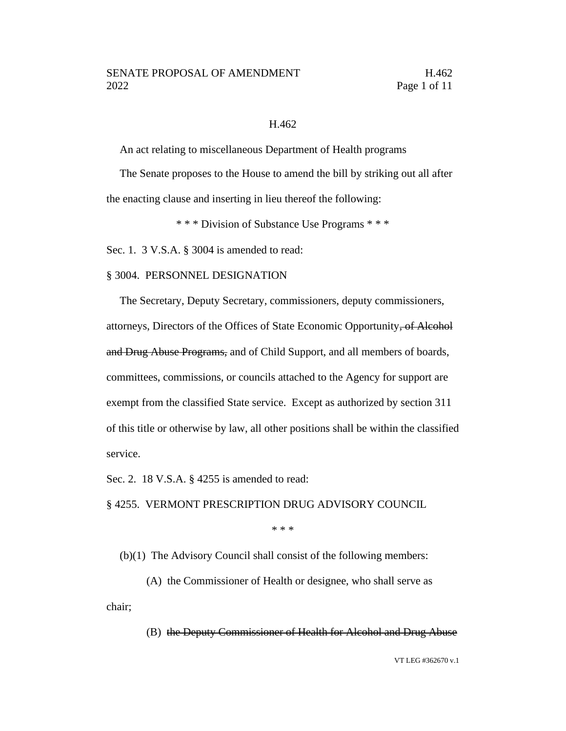H.462

An act relating to miscellaneous Department of Health programs

The Senate proposes to the House to amend the bill by striking out all after the enacting clause and inserting in lieu thereof the following:

\* \* \* Division of Substance Use Programs \* \* \*

Sec. 1. 3 V.S.A. § 3004 is amended to read:

§ 3004. PERSONNEL DESIGNATION

The Secretary, Deputy Secretary, commissioners, deputy commissioners, attorneys, Directors of the Offices of State Economic Opportunity~~, of Alcohol and Drug Abuse Programs,~~ and of Child Support, and all members of boards, committees, commissions, or councils attached to the Agency for support are exempt from the classified State service. Except as authorized by section 311 of this title or otherwise by law, all other positions shall be within the classified service.

Sec. 2. 18 V.S.A. § 4255 is amended to read:

§ 4255. VERMONT PRESCRIPTION DRUG ADVISORY COUNCIL

\* \* \*

(b)(1) The Advisory Council shall consist of the following members:

(A) the Commissioner of Health or designee, who shall serve as chair;

(B) ~~the Deputy Commissioner of Health for Alcohol and Drug Abuse~~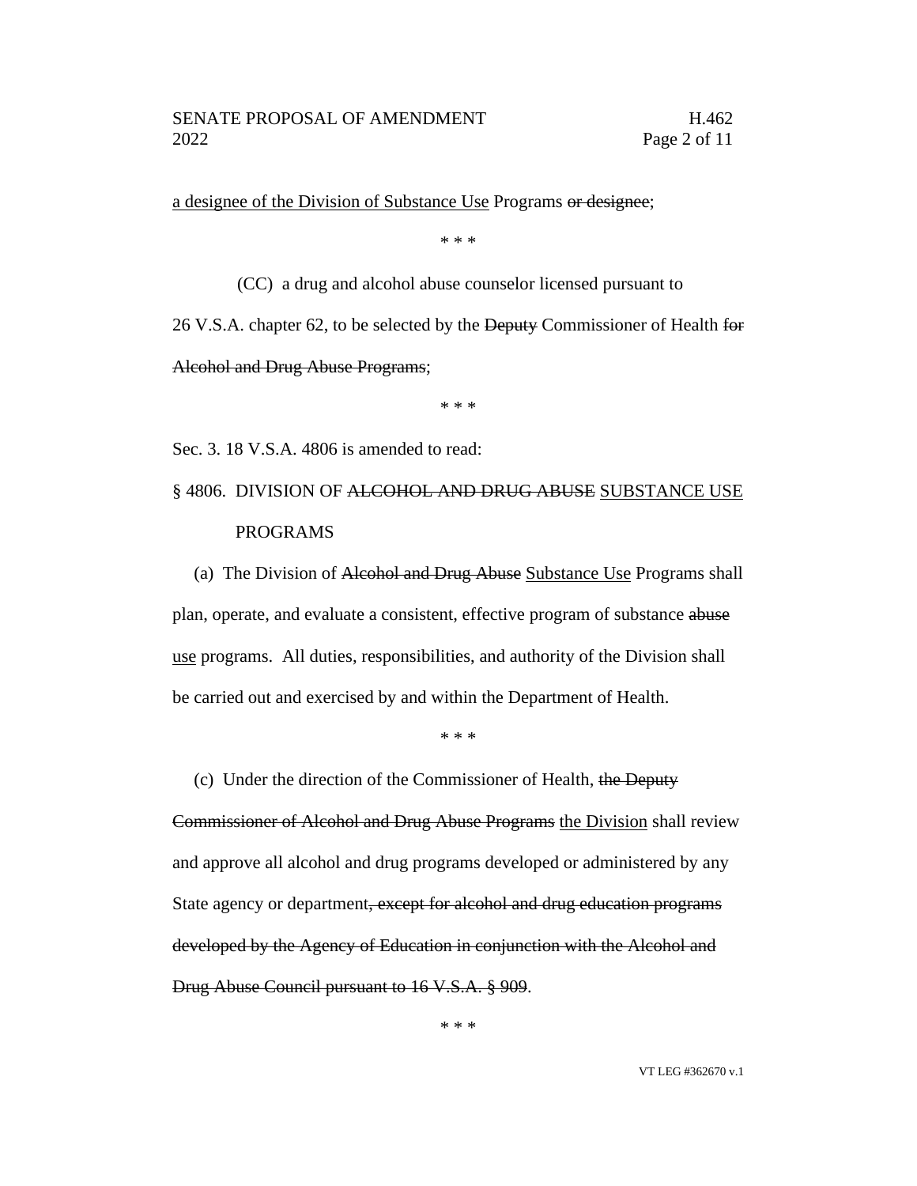<u>a designee of the Division of Substance Use</u> Programs ~~or designee~~;

\* \* \*

(CC) a drug and alcohol abuse counselor licensed pursuant to 26 V.S.A. chapter 62, to be selected by the ~~Deputy~~ Commissioner of Health ~~for Alcohol and Drug Abuse Programs~~;

\* \* \*

Sec. 3. 18 V.S.A. 4806 is amended to read:

§ 4806. DIVISION OF ~~ALCOHOL AND DRUG ABUSE~~ <u>SUBSTANCE USE</u> PROGRAMS

(a) The Division of ~~Alcohol and Drug Abuse~~ <u>Substance Use</u> Programs shall plan, operate, and evaluate a consistent, effective program of substance ~~abuse~~ <u>use</u> programs. All duties, responsibilities, and authority of the Division shall be carried out and exercised by and within the Department of Health.

\* \* \*

(c) Under the direction of the Commissioner of Health, ~~the Deputy Commissioner of Alcohol and Drug Abuse Programs~~ <u>the Division</u> shall review and approve all alcohol and drug programs developed or administered by any State agency or department~~, except for alcohol and drug education programs developed by the Agency of Education in conjunction with the Alcohol and Drug Abuse Council pursuant to 16 V.S.A. § 909~~.

\* \* \*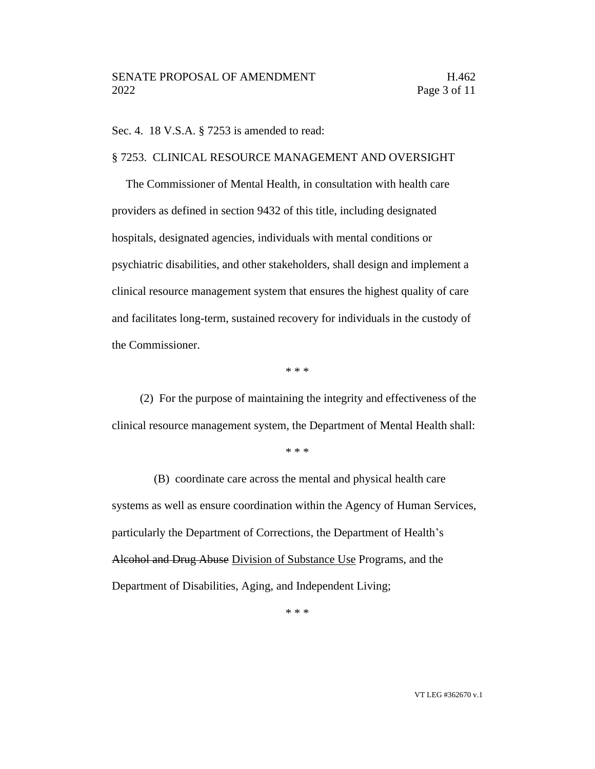Sec. 4. 18 V.S.A. § 7253 is amended to read:

§ 7253. CLINICAL RESOURCE MANAGEMENT AND OVERSIGHT

The Commissioner of Mental Health, in consultation with health care providers as defined in section 9432 of this title, including designated hospitals, designated agencies, individuals with mental conditions or psychiatric disabilities, and other stakeholders, shall design and implement a clinical resource management system that ensures the highest quality of care and facilitates long-term, sustained recovery for individuals in the custody of the Commissioner.

\* \* \*

(2) For the purpose of maintaining the integrity and effectiveness of the clinical resource management system, the Department of Mental Health shall:

\* \* \*

(B) coordinate care across the mental and physical health care systems as well as ensure coordination within the Agency of Human Services, particularly the Department of Corrections, the Department of Health's ~~Alcohol and Drug Abuse~~ <u>Division of Substance Use</u> Programs, and the Department of Disabilities, Aging, and Independent Living;

\* \* \*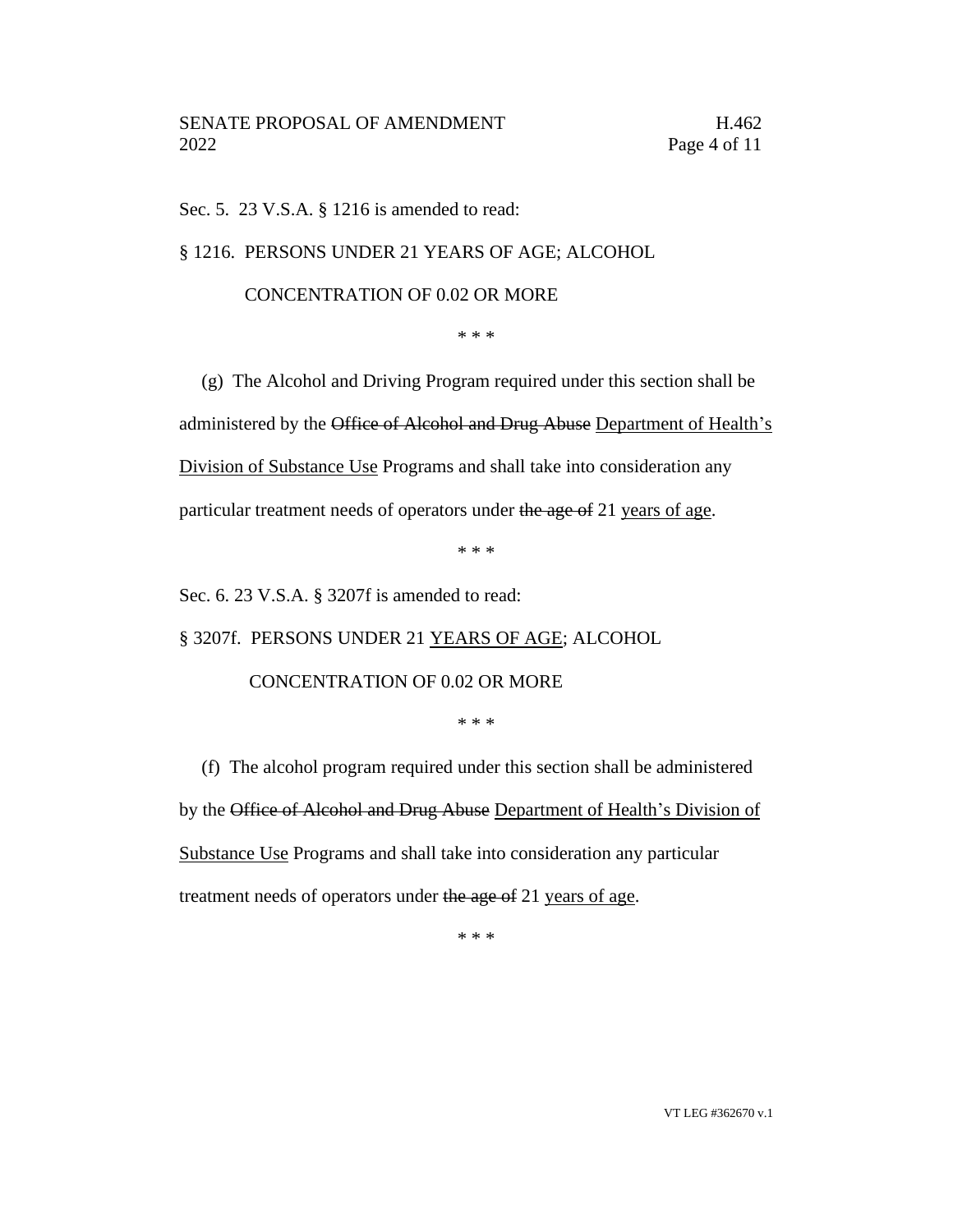Sec. 5. 23 V.S.A. § 1216 is amended to read:

§ 1216. PERSONS UNDER 21 YEARS OF AGE; ALCOHOL CONCENTRATION OF 0.02 OR MORE

\* \* \*

(g) The Alcohol and Driving Program required under this section shall be administered by the ~~Office of Alcohol and Drug Abuse~~ <u>Department of Health's Division of Substance Use</u> Programs and shall take into consideration any particular treatment needs of operators under ~~the age of~~ 21 <u>years of age</u>.

\* \* \*

Sec. 6. 23 V.S.A. § 3207f is amended to read:

§ 3207f. PERSONS UNDER 21 <u>YEARS OF AGE</u>; ALCOHOL CONCENTRATION OF 0.02 OR MORE

\* \* \*

(f) The alcohol program required under this section shall be administered by the ~~Office of Alcohol and Drug Abuse~~ <u>Department of Health's Division of Substance Use</u> Programs and shall take into consideration any particular treatment needs of operators under ~~the age of~~ 21 <u>years of age</u>.

\* \* \*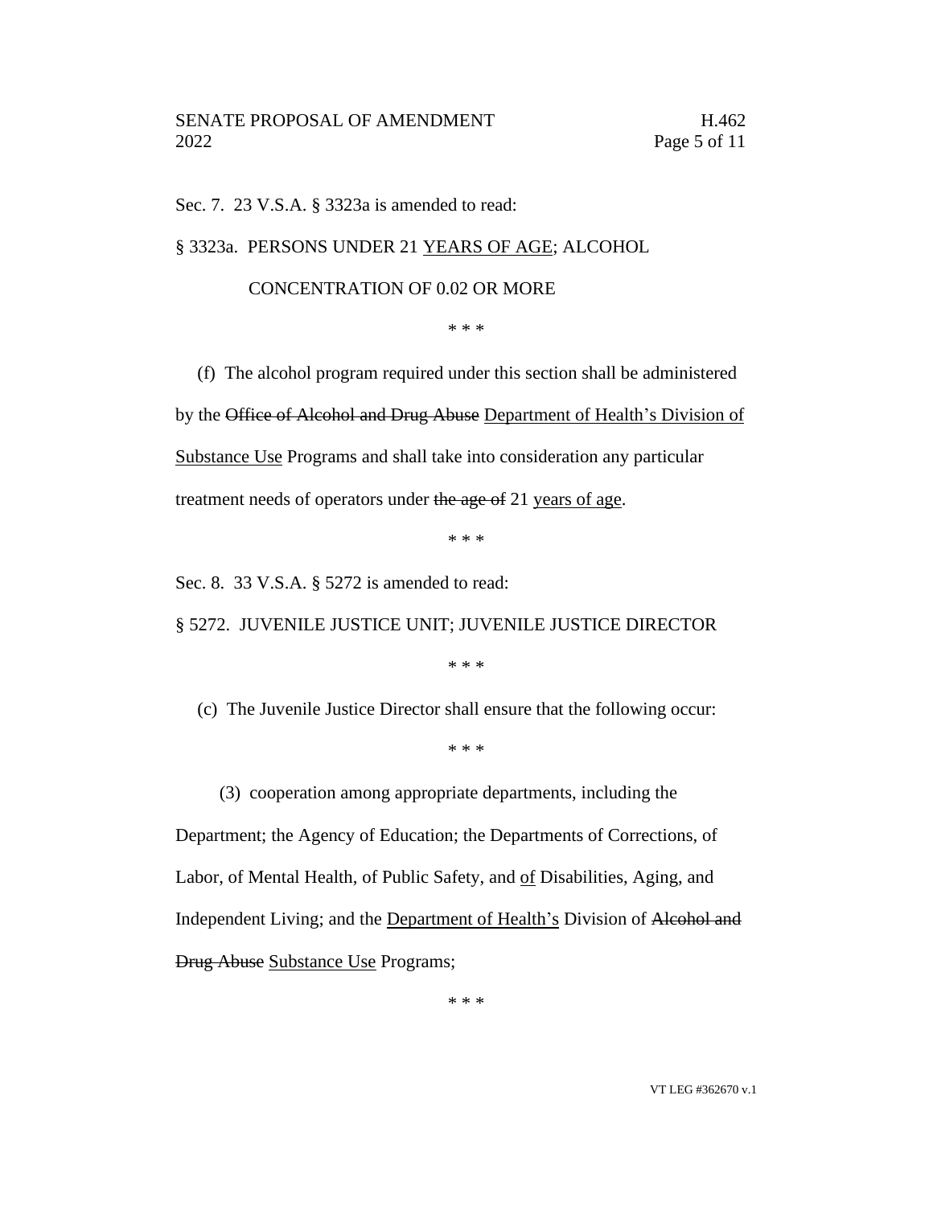Sec. 7. 23 V.S.A. § 3323a is amended to read:

§ 3323a. PERSONS UNDER 21 <u>YEARS OF AGE</u>; ALCOHOL CONCENTRATION OF 0.02 OR MORE

\* \* \*

(f) The alcohol program required under this section shall be administered by the ~~Office of Alcohol and Drug Abuse~~ <u>Department of Health's Division of Substance Use</u> Programs and shall take into consideration any particular treatment needs of operators under ~~the age of~~ 21 <u>years of age</u>.

\* \* \*

Sec. 8. 33 V.S.A. § 5272 is amended to read:

§ 5272. JUVENILE JUSTICE UNIT; JUVENILE JUSTICE DIRECTOR

\* \* \*

(c) The Juvenile Justice Director shall ensure that the following occur:

\* \* \*

(3) cooperation among appropriate departments, including the Department; the Agency of Education; the Departments of Corrections, of Labor, of Mental Health, of Public Safety, and <u>of</u> Disabilities, Aging, and Independent Living; and the <u>Department of Health's</u> Division of ~~Alcohol and Drug Abuse~~ <u>Substance Use</u> Programs;

\* \* \*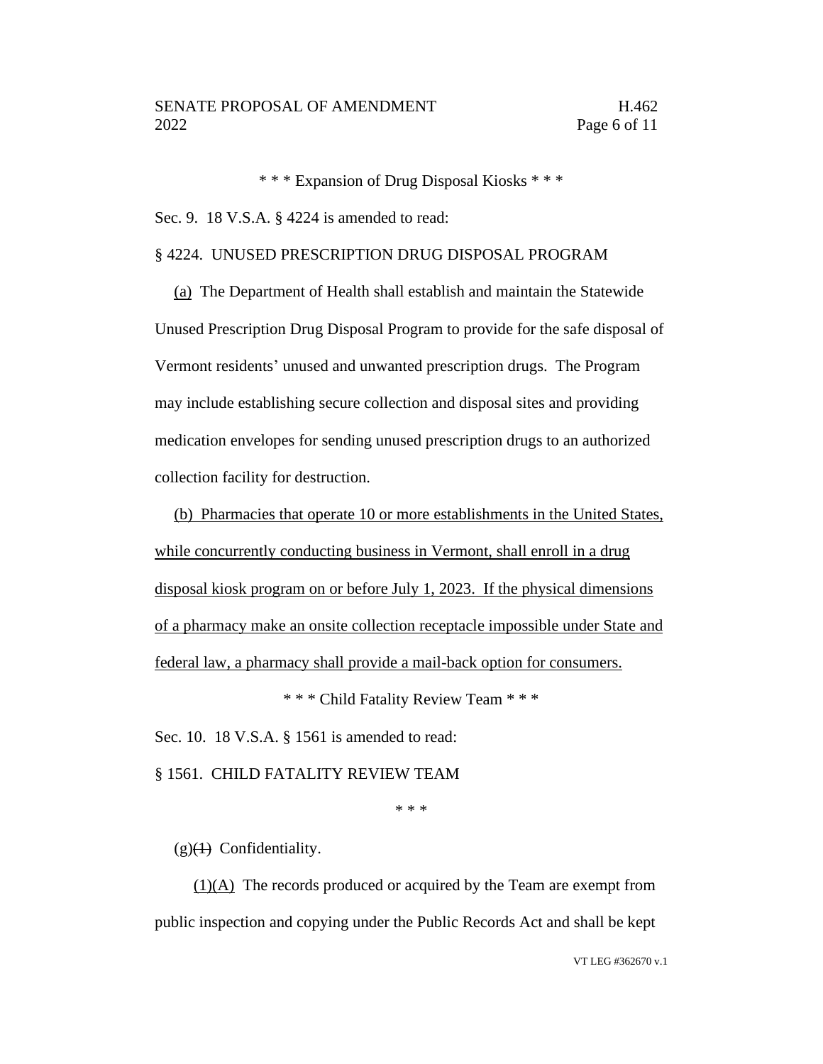\* \* \* Expansion of Drug Disposal Kiosks \* \* \*

Sec. 9. 18 V.S.A. § 4224 is amended to read:

§ 4224. UNUSED PRESCRIPTION DRUG DISPOSAL PROGRAM

<u>(a)</u> The Department of Health shall establish and maintain the Statewide Unused Prescription Drug Disposal Program to provide for the safe disposal of Vermont residents' unused and unwanted prescription drugs. The Program may include establishing secure collection and disposal sites and providing medication envelopes for sending unused prescription drugs to an authorized collection facility for destruction.

<u>(b) Pharmacies that operate 10 or more establishments in the United States, while concurrently conducting business in Vermont, shall enroll in a drug disposal kiosk program on or before July 1, 2023. If the physical dimensions of a pharmacy make an onsite collection receptacle impossible under State and federal law, a pharmacy shall provide a mail-back option for consumers.</u>

\* \* \* Child Fatality Review Team \* \* \*

Sec. 10. 18 V.S.A. § 1561 is amended to read:

§ 1561. CHILD FATALITY REVIEW TEAM

\* \* \*

(g)~~(1)~~ Confidentiality.

<u>(1)(A)</u> The records produced or acquired by the Team are exempt from public inspection and copying under the Public Records Act and shall be kept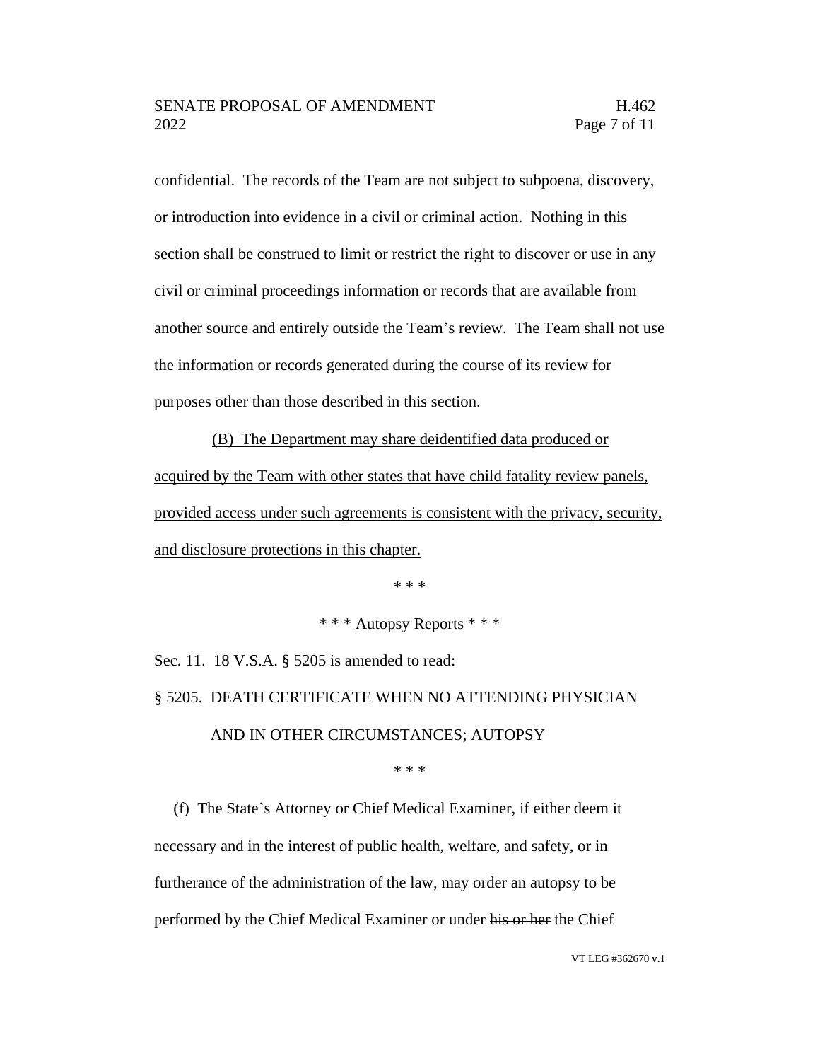confidential. The records of the Team are not subject to subpoena, discovery, or introduction into evidence in a civil or criminal action. Nothing in this section shall be construed to limit or restrict the right to discover or use in any civil or criminal proceedings information or records that are available from another source and entirely outside the Team's review. The Team shall not use the information or records generated during the course of its review for purposes other than those described in this section.

<u>(B) The Department may share deidentified data produced or acquired by the Team with other states that have child fatality review panels, provided access under such agreements is consistent with the privacy, security, and disclosure protections in this chapter.</u>

\* \* \*

\* \* \* Autopsy Reports \* \* \*

Sec. 11. 18 V.S.A. § 5205 is amended to read:

§ 5205. DEATH CERTIFICATE WHEN NO ATTENDING PHYSICIAN AND IN OTHER CIRCUMSTANCES; AUTOPSY

\* \* \*

(f) The State's Attorney or Chief Medical Examiner, if either deem it necessary and in the interest of public health, welfare, and safety, or in furtherance of the administration of the law, may order an autopsy to be performed by the Chief Medical Examiner or under ~~his or her~~ <u>the Chief</u>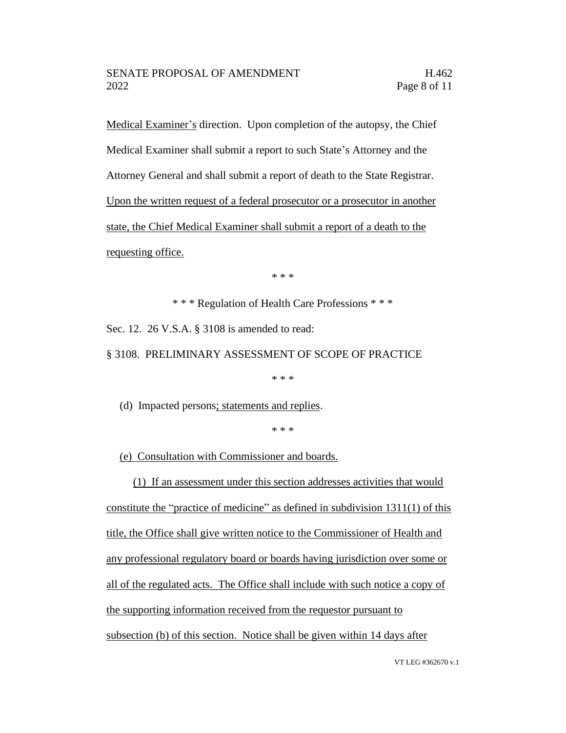Medical Examiner's direction. Upon completion of the autopsy, the Chief Medical Examiner shall submit a report to such State's Attorney and the Attorney General and shall submit a report of death to the State Registrar. Upon the written request of a federal prosecutor or a prosecutor in another state, the Chief Medical Examiner shall submit a report of a death to the requesting office.

\* \* \*

\* \* \* Regulation of Health Care Professions \* \* \*

Sec. 12. 26 V.S.A. § 3108 is amended to read:

§ 3108. PRELIMINARY ASSESSMENT OF SCOPE OF PRACTICE

\* \* \*

(d) Impacted persons; statements and replies.

\* \* \*

(e) Consultation with Commissioner and boards.

(1) If an assessment under this section addresses activities that would constitute the "practice of medicine" as defined in subdivision 1311(1) of this title, the Office shall give written notice to the Commissioner of Health and any professional regulatory board or boards having jurisdiction over some or all of the regulated acts. The Office shall include with such notice a copy of the supporting information received from the requestor pursuant to subsection (b) of this section. Notice shall be given within 14 days after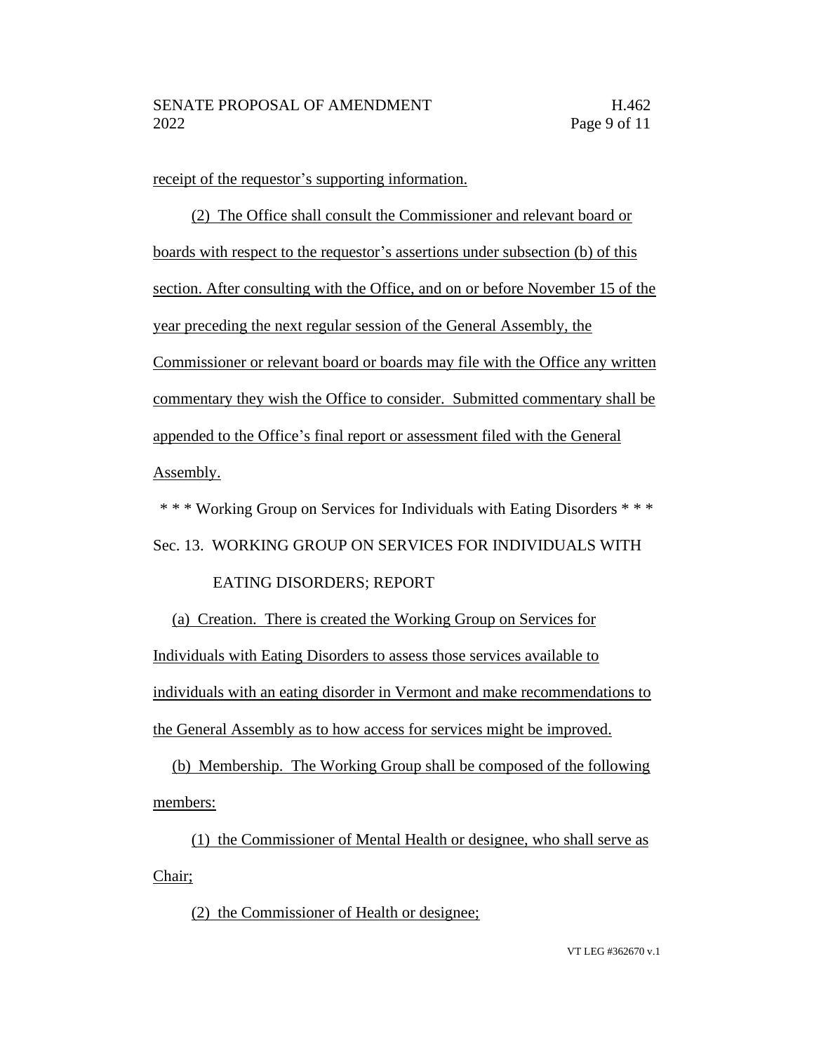receipt of the requestor's supporting information.

(2) The Office shall consult the Commissioner and relevant board or boards with respect to the requestor's assertions under subsection (b) of this section. After consulting with the Office, and on or before November 15 of the year preceding the next regular session of the General Assembly, the Commissioner or relevant board or boards may file with the Office any written commentary they wish the Office to consider. Submitted commentary shall be appended to the Office's final report or assessment filed with the General Assembly.

\* \* \* Working Group on Services for Individuals with Eating Disorders \* \* \*

Sec. 13. WORKING GROUP ON SERVICES FOR INDIVIDUALS WITH EATING DISORDERS; REPORT

(a) Creation. There is created the Working Group on Services for Individuals with Eating Disorders to assess those services available to individuals with an eating disorder in Vermont and make recommendations to the General Assembly as to how access for services might be improved.

(b) Membership. The Working Group shall be composed of the following members:

(1) the Commissioner of Mental Health or designee, who shall serve as Chair;

(2) the Commissioner of Health or designee;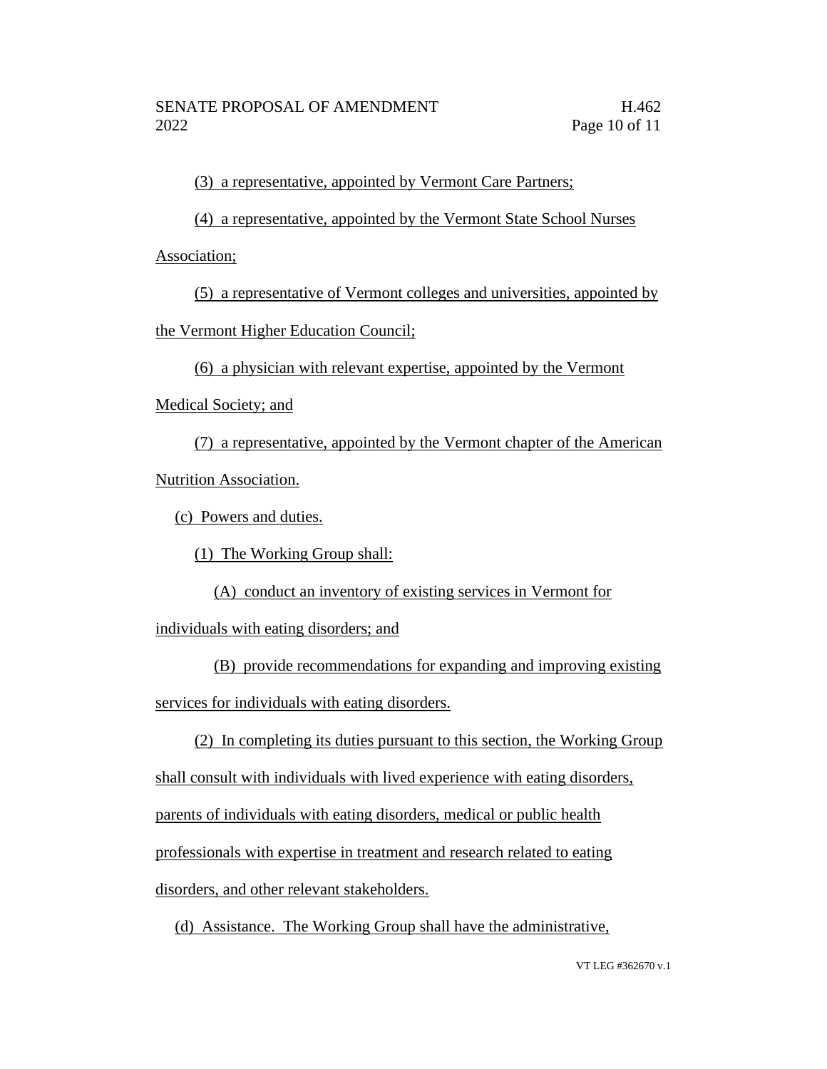(3) a representative, appointed by Vermont Care Partners;

(4) a representative, appointed by the Vermont State School Nurses Association;

(5) a representative of Vermont colleges and universities, appointed by the Vermont Higher Education Council;

(6) a physician with relevant expertise, appointed by the Vermont Medical Society; and

(7) a representative, appointed by the Vermont chapter of the American Nutrition Association.

(c) Powers and duties.

(1) The Working Group shall:

(A) conduct an inventory of existing services in Vermont for individuals with eating disorders; and

(B) provide recommendations for expanding and improving existing services for individuals with eating disorders.

(2) In completing its duties pursuant to this section, the Working Group shall consult with individuals with lived experience with eating disorders, parents of individuals with eating disorders, medical or public health professionals with expertise in treatment and research related to eating disorders, and other relevant stakeholders.

(d) Assistance. The Working Group shall have the administrative,

VT LEG #362670 v.1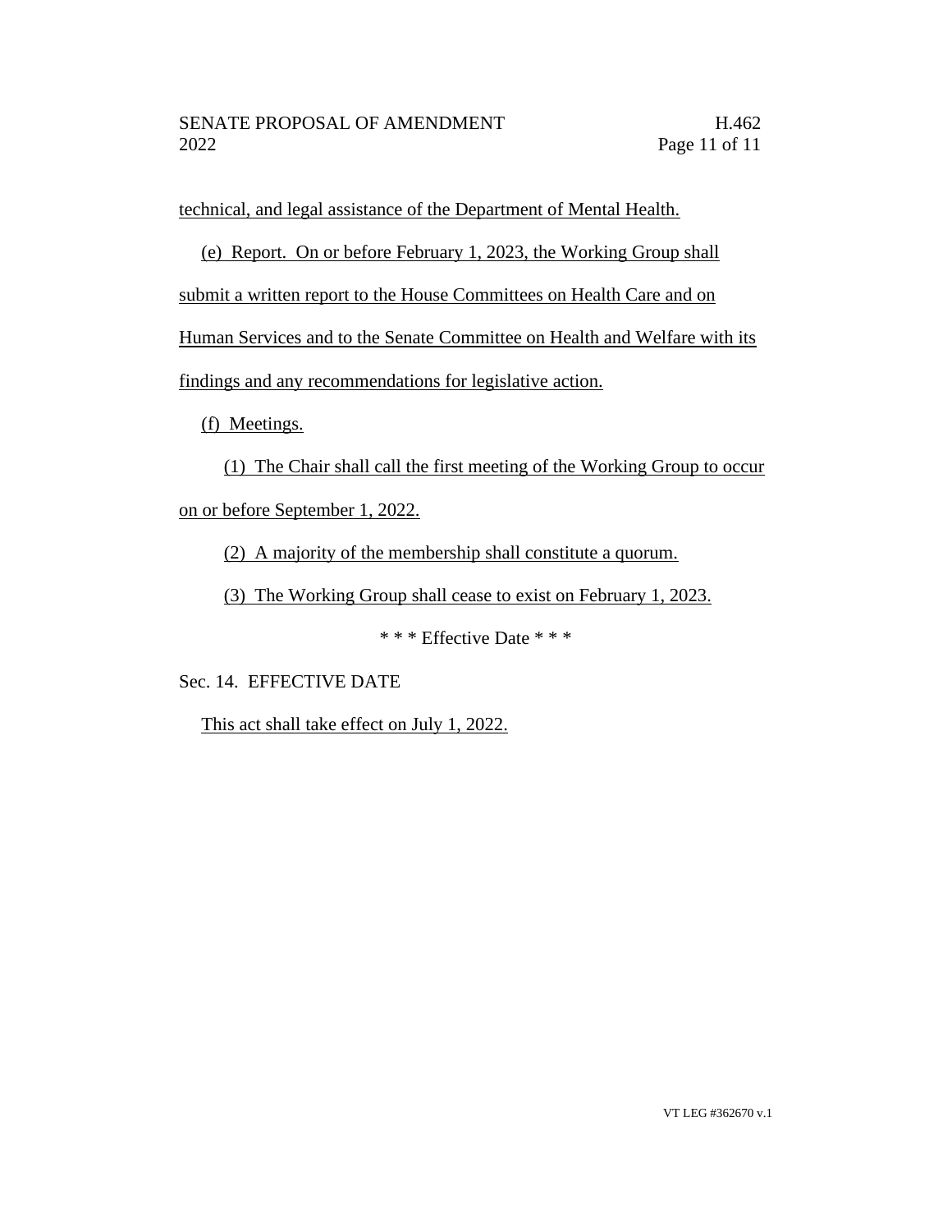technical, and legal assistance of the Department of Mental Health.

(e) Report. On or before February 1, 2023, the Working Group shall submit a written report to the House Committees on Health Care and on Human Services and to the Senate Committee on Health and Welfare with its findings and any recommendations for legislative action.

(f) Meetings.

(1) The Chair shall call the first meeting of the Working Group to occur on or before September 1, 2022.

(2) A majority of the membership shall constitute a quorum.

(3) The Working Group shall cease to exist on February 1, 2023.

\* \* \* Effective Date \* \* \*

Sec. 14. EFFECTIVE DATE

This act shall take effect on July 1, 2022.